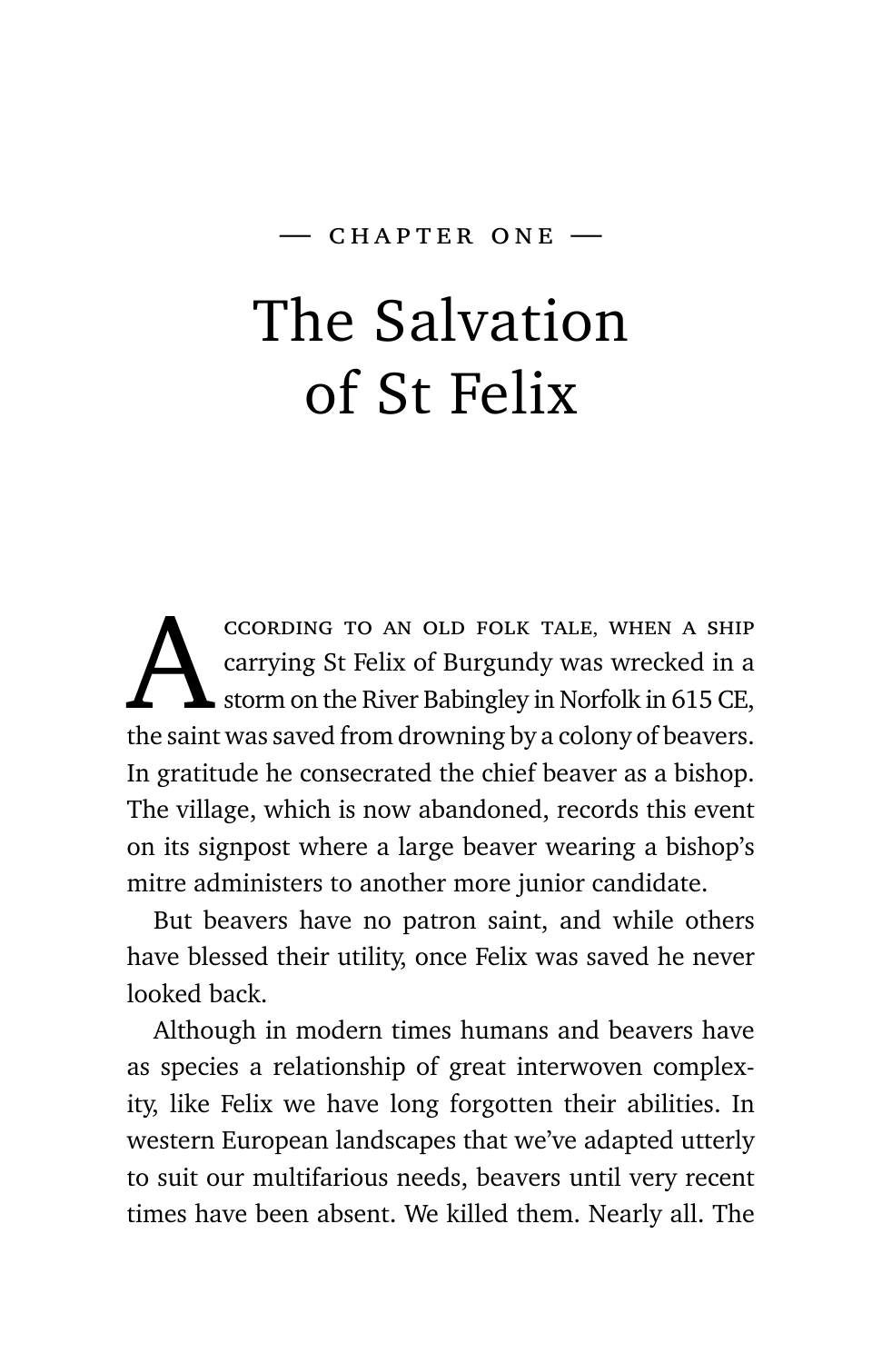— CHAPTER ONE —

# The Salvation of St Felix

According to an old folk tale, when a ship carrying St Felix of Burgundy was wrecked in a storm on the River Babingley in Norfolk in 615 CE, the saint was saved from drowning by a colony of beavers. In gratitude he consecrated the chief beaver as a bishop. The village, which is now abandoned, records this event on its signpost where a large beaver wearing a bishop's mitre administers to another more junior candidate.

But beavers have no patron saint, and while others have blessed their utility, once Felix was saved he never looked back.

Although in modern times humans and beavers have as species a relationship of great interwoven complexity, like Felix we have long forgotten their abilities. In western European landscapes that we've adapted utterly to suit our multifarious needs, beavers until very recent times have been absent. We killed them. Nearly all. The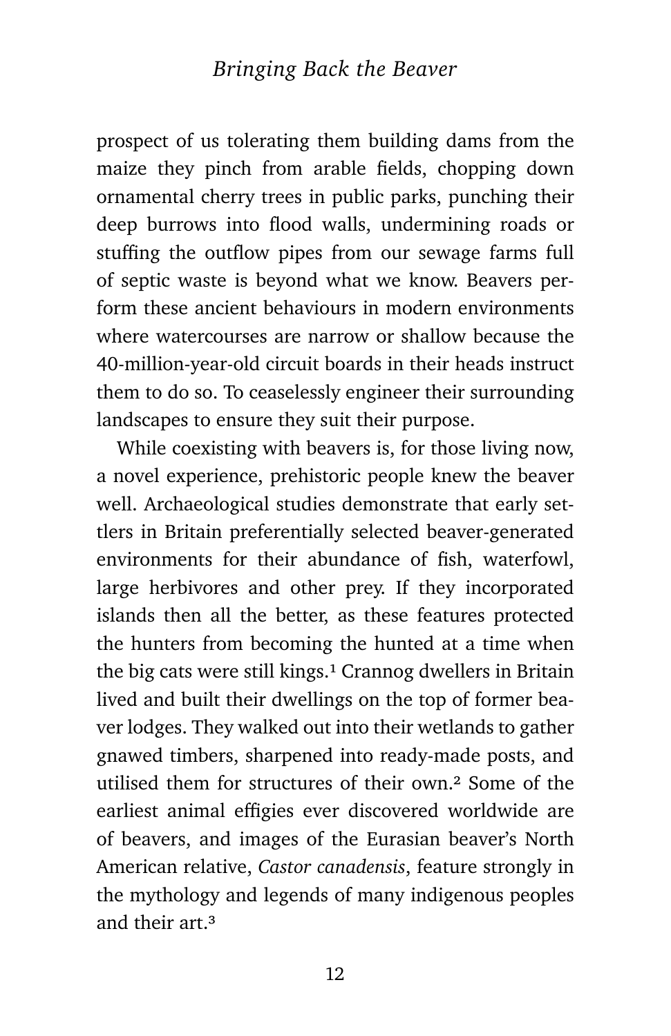prospect of us tolerating them building dams from the maize they pinch from arable fields, chopping down ornamental cherry trees in public parks, punching their deep burrows into flood walls, undermining roads or stuffing the outflow pipes from our sewage farms full of septic waste is beyond what we know. Beavers perform these ancient behaviours in modern environments where watercourses are narrow or shallow because the 40-million-year-old circuit boards in their heads instruct them to do so. To ceaselessly engineer their surrounding landscapes to ensure they suit their purpose.

While coexisting with beavers is, for those living now, a novel experience, prehistoric people knew the beaver well. Archaeological studies demonstrate that early settlers in Britain preferentially selected beaver-generated environments for their abundance of fish, waterfowl, large herbivores and other prey. If they incorporated islands then all the better, as these features protected the hunters from becoming the hunted at a time when the big cats were still kings.[1] Crannog dwellers in Britain lived and built their dwellings on the top of former beaver lodges. They walked out into their wetlands to gather gnawed timbers, sharpened into ready-made posts, and utilised them for structures of their own.[2] Some of the earliest animal effigies ever discovered worldwide are of beavers, and images of the Eurasian beaver's North American relative, *Castor canadensis*, feature strongly in the mythology and legends of many indigenous peoples and their art.[3]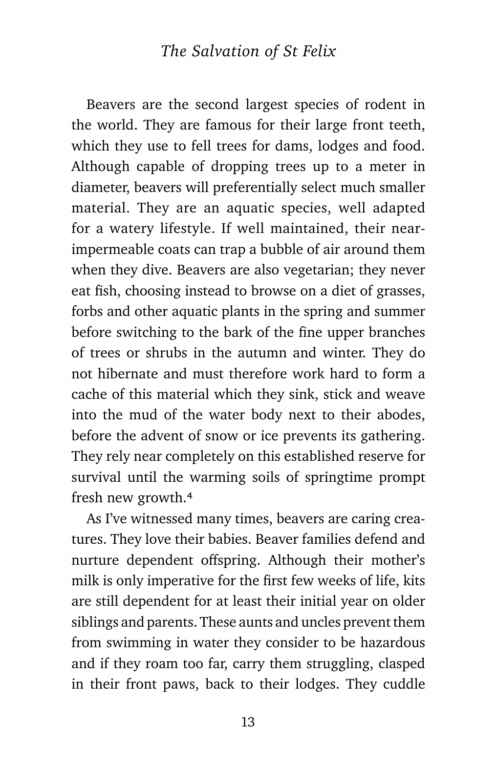Beavers are the second largest species of rodent in the world. They are famous for their large front teeth, which they use to fell trees for dams, lodges and food. Although capable of dropping trees up to a meter in diameter, beavers will preferentially select much smaller material. They are an aquatic species, well adapted for a watery lifestyle. If well maintained, their near-impermeable coats can trap a bubble of air around them when they dive. Beavers are also vegetarian; they never eat fish, choosing instead to browse on a diet of grasses, forbs and other aquatic plants in the spring and summer before switching to the bark of the fine upper branches of trees or shrubs in the autumn and winter. They do not hibernate and must therefore work hard to form a cache of this material which they sink, stick and weave into the mud of the water body next to their abodes, before the advent of snow or ice prevents its gathering. They rely near completely on this established reserve for survival until the warming soils of springtime prompt fresh new growth.[4]

As I've witnessed many times, beavers are caring creatures. They love their babies. Beaver families defend and nurture dependent offspring. Although their mother's milk is only imperative for the first few weeks of life, kits are still dependent for at least their initial year on older siblings and parents. These aunts and uncles prevent them from swimming in water they consider to be hazardous and if they roam too far, carry them struggling, clasped in their front paws, back to their lodges. They cuddle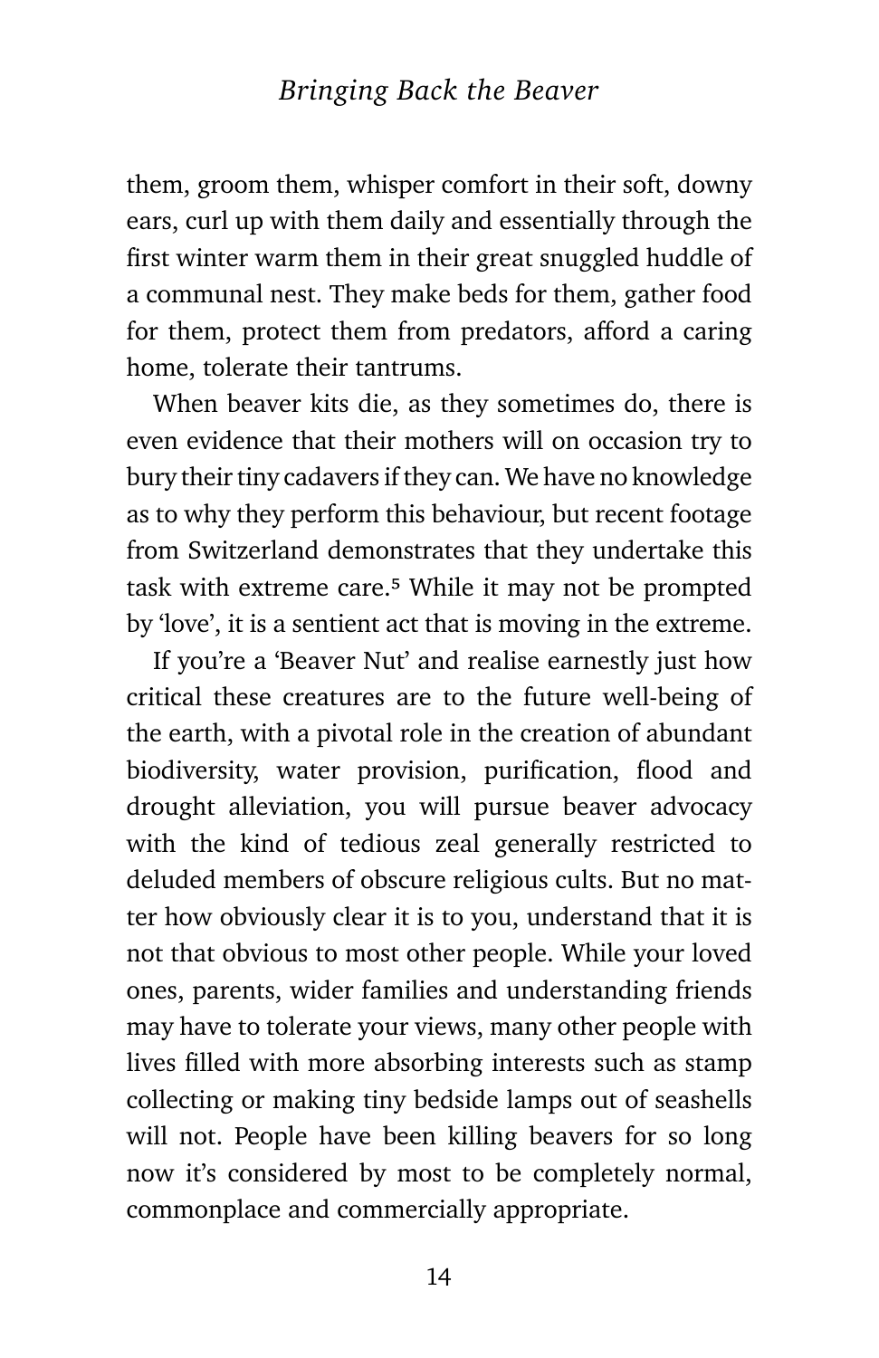them, groom them, whisper comfort in their soft, downy ears, curl up with them daily and essentially through the first winter warm them in their great snuggled huddle of a communal nest. They make beds for them, gather food for them, protect them from predators, afford a caring home, tolerate their tantrums.

When beaver kits die, as they sometimes do, there is even evidence that their mothers will on occasion try to bury their tiny cadavers if they can. We have no knowledge as to why they perform this behaviour, but recent footage from Switzerland demonstrates that they undertake this task with extreme care.[5] While it may not be prompted by 'love', it is a sentient act that is moving in the extreme.

If you're a 'Beaver Nut' and realise earnestly just how critical these creatures are to the future well-being of the earth, with a pivotal role in the creation of abundant biodiversity, water provision, purification, flood and drought alleviation, you will pursue beaver advocacy with the kind of tedious zeal generally restricted to deluded members of obscure religious cults. But no matter how obviously clear it is to you, understand that it is not that obvious to most other people. While your loved ones, parents, wider families and understanding friends may have to tolerate your views, many other people with lives filled with more absorbing interests such as stamp collecting or making tiny bedside lamps out of seashells will not. People have been killing beavers for so long now it's considered by most to be completely normal, commonplace and commercially appropriate.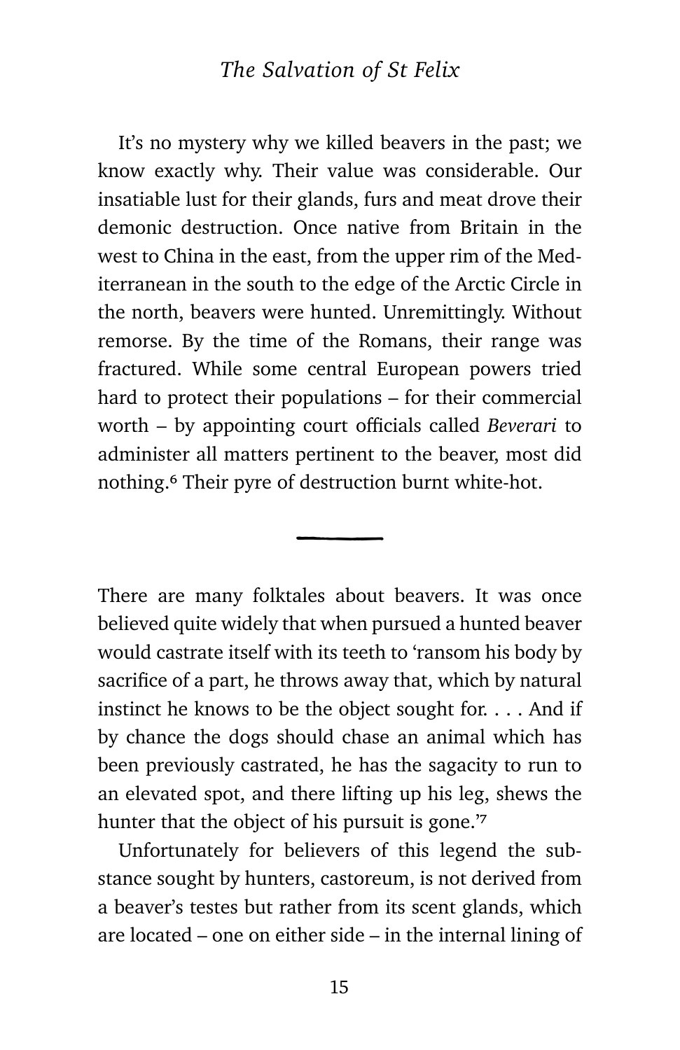It's no mystery why we killed beavers in the past; we know exactly why. Their value was considerable. Our insatiable lust for their glands, furs and meat drove their demonic destruction. Once native from Britain in the west to China in the east, from the upper rim of the Mediterranean in the south to the edge of the Arctic Circle in the north, beavers were hunted. Unremittingly. Without remorse. By the time of the Romans, their range was fractured. While some central European powers tried hard to protect their populations – for their commercial worth – by appointing court officials called *Beverari* to administer all matters pertinent to the beaver, most did nothing.[6] Their pyre of destruction burnt white-hot.

---

There are many folktales about beavers. It was once believed quite widely that when pursued a hunted beaver would castrate itself with its teeth to 'ransom his body by sacrifice of a part, he throws away that, which by natural instinct he knows to be the object sought for. . . . And if by chance the dogs should chase an animal which has been previously castrated, he has the sagacity to run to an elevated spot, and there lifting up his leg, shews the hunter that the object of his pursuit is gone.'[7]

Unfortunately for believers of this legend the substance sought by hunters, castoreum, is not derived from a beaver's testes but rather from its scent glands, which are located – one on either side – in the internal lining of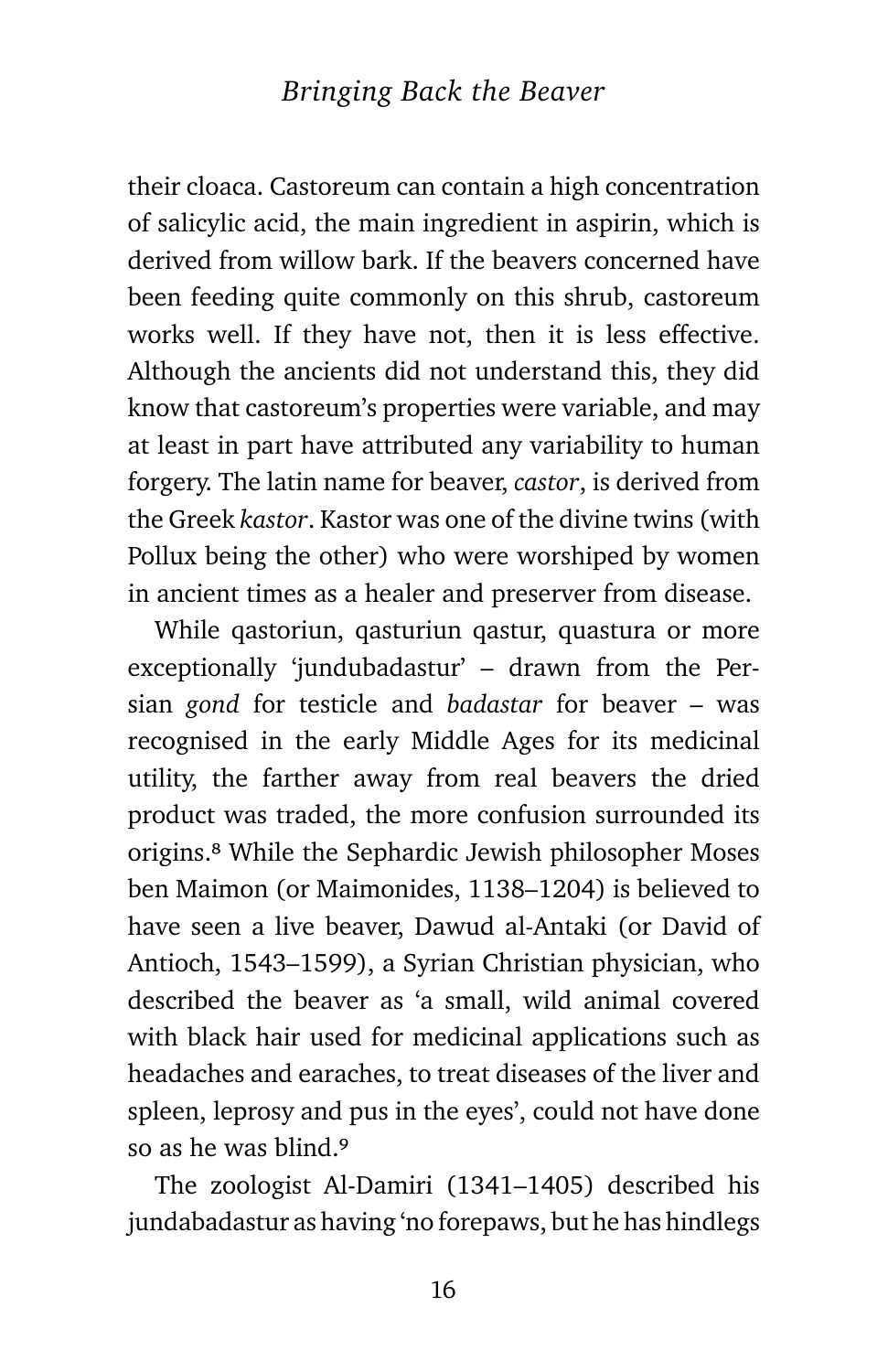their cloaca. Castoreum can contain a high concentration of salicylic acid, the main ingredient in aspirin, which is derived from willow bark. If the beavers concerned have been feeding quite commonly on this shrub, castoreum works well. If they have not, then it is less effective. Although the ancients did not understand this, they did know that castoreum's properties were variable, and may at least in part have attributed any variability to human forgery. The latin name for beaver, *castor*, is derived from the Greek *kastor*. Kastor was one of the divine twins (with Pollux being the other) who were worshiped by women in ancient times as a healer and preserver from disease.

While qastoriun, qasturiun qastur, quastura or more exceptionally 'jundubadastur' – drawn from the Persian *gond* for testicle and *badastar* for beaver – was recognised in the early Middle Ages for its medicinal utility, the farther away from real beavers the dried product was traded, the more confusion surrounded its origins.[8] While the Sephardic Jewish philosopher Moses ben Maimon (or Maimonides, 1138–1204) is believed to have seen a live beaver, Dawud al-Antaki (or David of Antioch, 1543–1599), a Syrian Christian physician, who described the beaver as 'a small, wild animal covered with black hair used for medicinal applications such as headaches and earaches, to treat diseases of the liver and spleen, leprosy and pus in the eyes', could not have done so as he was blind.[9]

The zoologist Al-Damiri (1341–1405) described his jundabadastur as having 'no forepaws, but he has hindlegs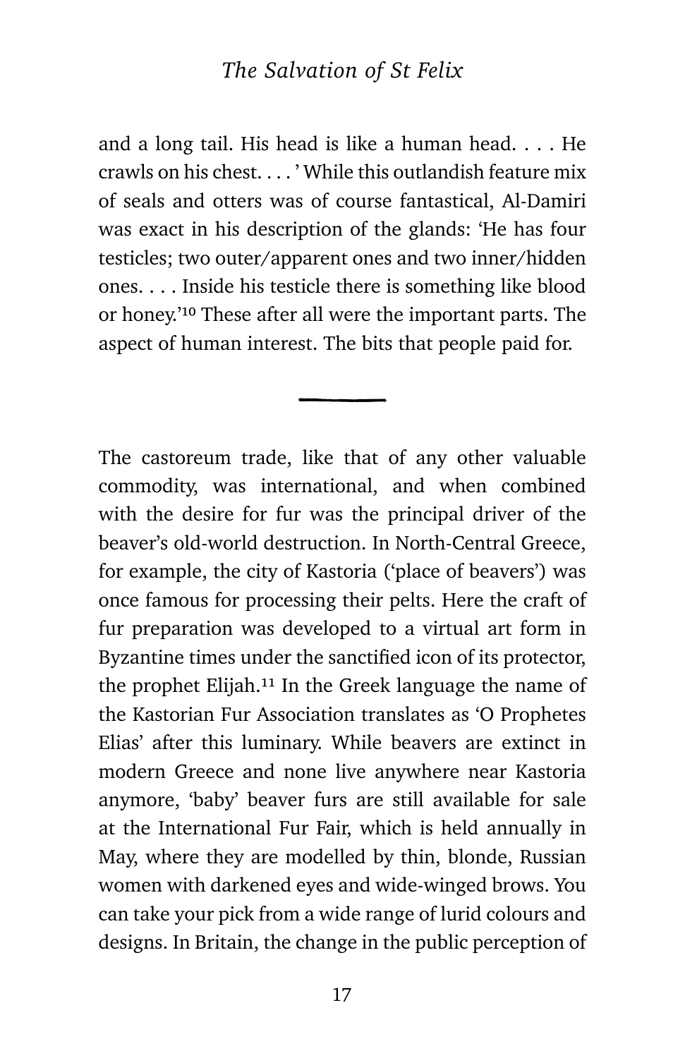and a long tail. His head is like a human head. . . . He crawls on his chest. . . . ' While this outlandish feature mix of seals and otters was of course fantastical, Al-Damiri was exact in his description of the glands: 'He has four testicles; two outer/apparent ones and two inner/hidden ones. . . . Inside his testicle there is something like blood or honey.'[10] These after all were the important parts. The aspect of human interest. The bits that people paid for.

---

The castoreum trade, like that of any other valuable commodity, was international, and when combined with the desire for fur was the principal driver of the beaver's old-world destruction. In North-Central Greece, for example, the city of Kastoria ('place of beavers') was once famous for processing their pelts. Here the craft of fur preparation was developed to a virtual art form in Byzantine times under the sanctified icon of its protector, the prophet Elijah.[11] In the Greek language the name of the Kastorian Fur Association translates as 'O Prophetes Elias' after this luminary. While beavers are extinct in modern Greece and none live anywhere near Kastoria anymore, 'baby' beaver furs are still available for sale at the International Fur Fair, which is held annually in May, where they are modelled by thin, blonde, Russian women with darkened eyes and wide-winged brows. You can take your pick from a wide range of lurid colours and designs. In Britain, the change in the public perception of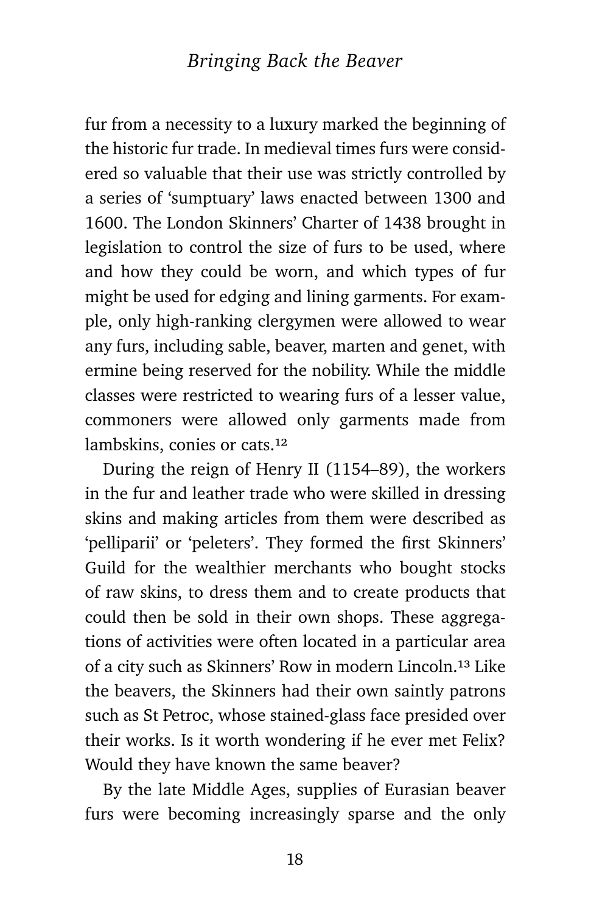fur from a necessity to a luxury marked the beginning of the historic fur trade. In medieval times furs were considered so valuable that their use was strictly controlled by a series of 'sumptuary' laws enacted between 1300 and 1600. The London Skinners' Charter of 1438 brought in legislation to control the size of furs to be used, where and how they could be worn, and which types of fur might be used for edging and lining garments. For example, only high-ranking clergymen were allowed to wear any furs, including sable, beaver, marten and genet, with ermine being reserved for the nobility. While the middle classes were restricted to wearing furs of a lesser value, commoners were allowed only garments made from lambskins, conies or cats.[12]

During the reign of Henry II (1154–89), the workers in the fur and leather trade who were skilled in dressing skins and making articles from them were described as 'pelliparii' or 'peleters'. They formed the first Skinners' Guild for the wealthier merchants who bought stocks of raw skins, to dress them and to create products that could then be sold in their own shops. These aggregations of activities were often located in a particular area of a city such as Skinners' Row in modern Lincoln.[13] Like the beavers, the Skinners had their own saintly patrons such as St Petroc, whose stained-glass face presided over their works. Is it worth wondering if he ever met Felix? Would they have known the same beaver?

By the late Middle Ages, supplies of Eurasian beaver furs were becoming increasingly sparse and the only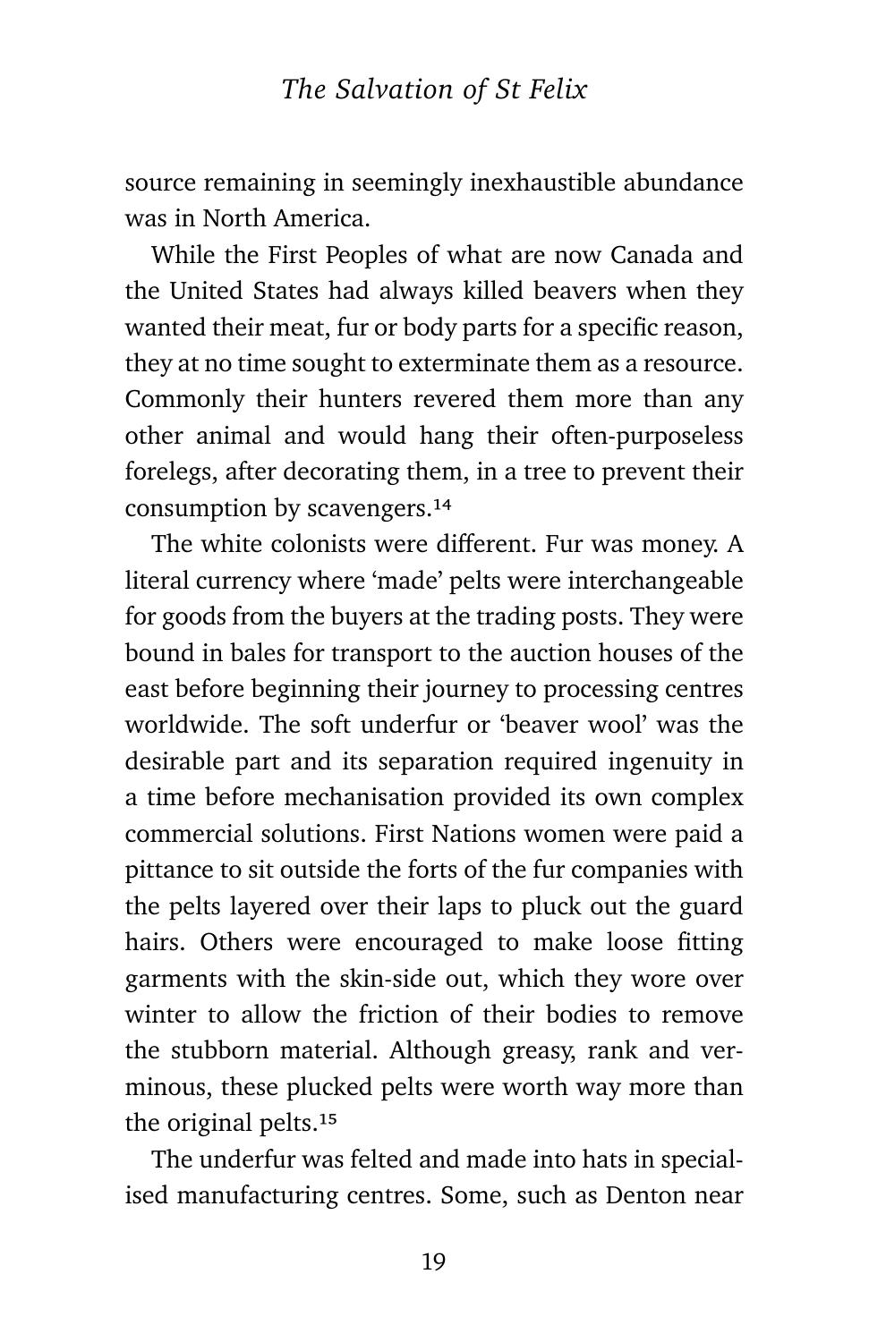source remaining in seemingly inexhaustible abundance was in North America.

While the First Peoples of what are now Canada and the United States had always killed beavers when they wanted their meat, fur or body parts for a specific reason, they at no time sought to exterminate them as a resource. Commonly their hunters revered them more than any other animal and would hang their often-purposeless forelegs, after decorating them, in a tree to prevent their consumption by scavengers.[14]

The white colonists were different. Fur was money. A literal currency where 'made' pelts were interchangeable for goods from the buyers at the trading posts. They were bound in bales for transport to the auction houses of the east before beginning their journey to processing centres worldwide. The soft underfur or 'beaver wool' was the desirable part and its separation required ingenuity in a time before mechanisation provided its own complex commercial solutions. First Nations women were paid a pittance to sit outside the forts of the fur companies with the pelts layered over their laps to pluck out the guard hairs. Others were encouraged to make loose fitting garments with the skin-side out, which they wore over winter to allow the friction of their bodies to remove the stubborn material. Although greasy, rank and verminous, these plucked pelts were worth way more than the original pelts.[15]

The underfur was felted and made into hats in specialised manufacturing centres. Some, such as Denton near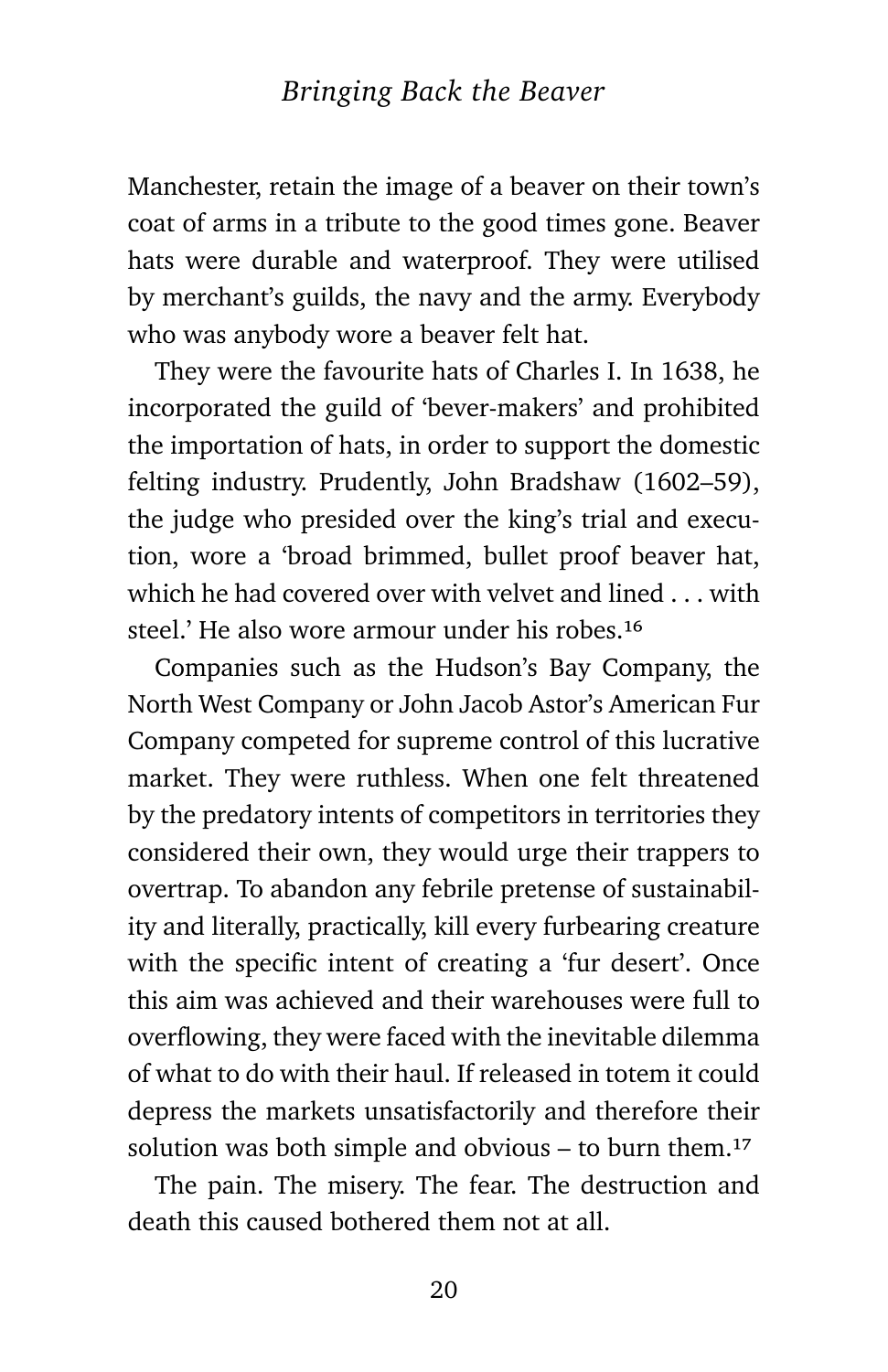Manchester, retain the image of a beaver on their town's coat of arms in a tribute to the good times gone. Beaver hats were durable and waterproof. They were utilised by merchant's guilds, the navy and the army. Everybody who was anybody wore a beaver felt hat.

They were the favourite hats of Charles I. In 1638, he incorporated the guild of 'bever-makers' and prohibited the importation of hats, in order to support the domestic felting industry. Prudently, John Bradshaw (1602–59), the judge who presided over the king's trial and execution, wore a 'broad brimmed, bullet proof beaver hat, which he had covered over with velvet and lined . . . with steel.' He also wore armour under his robes.[16]

Companies such as the Hudson's Bay Company, the North West Company or John Jacob Astor's American Fur Company competed for supreme control of this lucrative market. They were ruthless. When one felt threatened by the predatory intents of competitors in territories they considered their own, they would urge their trappers to overtrap. To abandon any febrile pretense of sustainability and literally, practically, kill every furbearing creature with the specific intent of creating a 'fur desert'. Once this aim was achieved and their warehouses were full to overflowing, they were faced with the inevitable dilemma of what to do with their haul. If released in totem it could depress the markets unsatisfactorily and therefore their solution was both simple and obvious – to burn them.[17]

The pain. The misery. The fear. The destruction and death this caused bothered them not at all.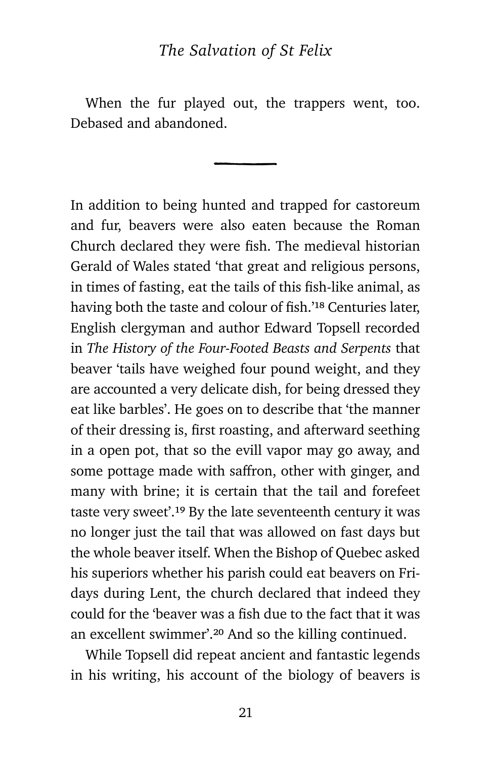When the fur played out, the trappers went, too. Debased and abandoned.

---

In addition to being hunted and trapped for castoreum and fur, beavers were also eaten because the Roman Church declared they were fish. The medieval historian Gerald of Wales stated 'that great and religious persons, in times of fasting, eat the tails of this fish-like animal, as having both the taste and colour of fish.'[18] Centuries later, English clergyman and author Edward Topsell recorded in *The History of the Four-Footed Beasts and Serpents* that beaver 'tails have weighed four pound weight, and they are accounted a very delicate dish, for being dressed they eat like barbles'. He goes on to describe that 'the manner of their dressing is, first roasting, and afterward seething in a open pot, that so the evill vapor may go away, and some pottage made with saffron, other with ginger, and many with brine; it is certain that the tail and forefeet taste very sweet'.[19] By the late seventeenth century it was no longer just the tail that was allowed on fast days but the whole beaver itself. When the Bishop of Quebec asked his superiors whether his parish could eat beavers on Fridays during Lent, the church declared that indeed they could for the 'beaver was a fish due to the fact that it was an excellent swimmer'.[20] And so the killing continued.

While Topsell did repeat ancient and fantastic legends in his writing, his account of the biology of beavers is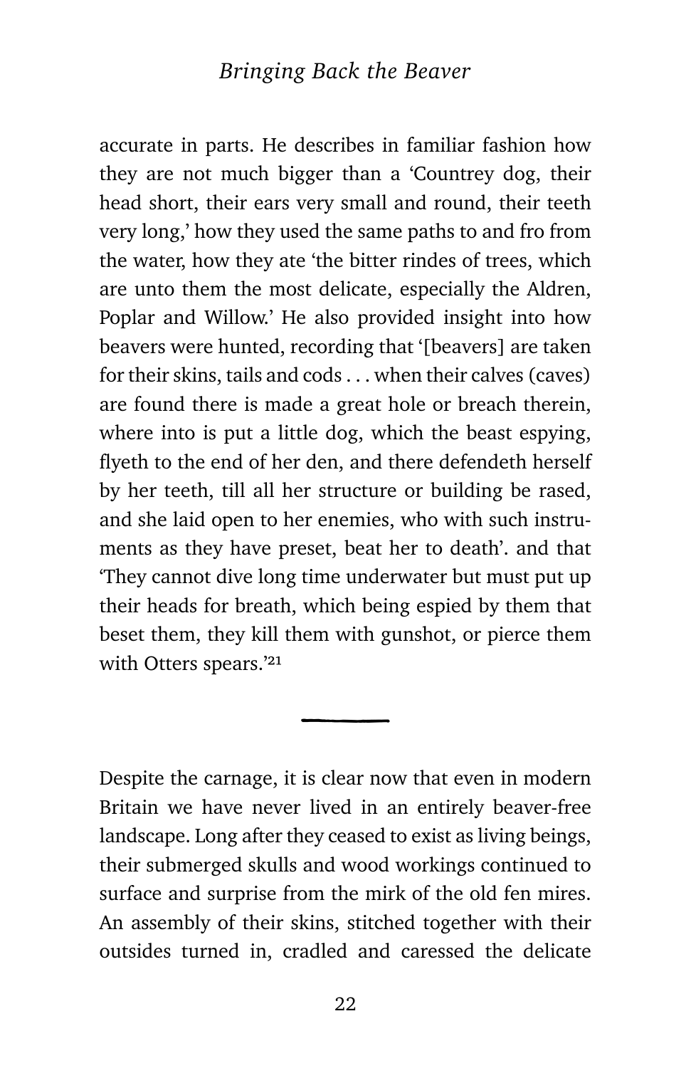accurate in parts. He describes in familiar fashion how they are not much bigger than a 'Countrey dog, their head short, their ears very small and round, their teeth very long,' how they used the same paths to and fro from the water, how they ate 'the bitter rindes of trees, which are unto them the most delicate, especially the Aldren, Poplar and Willow.' He also provided insight into how beavers were hunted, recording that '[beavers] are taken for their skins, tails and cods . . . when their calves (caves) are found there is made a great hole or breach therein, where into is put a little dog, which the beast espying, flyeth to the end of her den, and there defendeth herself by her teeth, till all her structure or building be rased, and she laid open to her enemies, who with such instruments as they have preset, beat her to death'. and that 'They cannot dive long time underwater but must put up their heads for breath, which being espied by them that beset them, they kill them with gunshot, or pierce them with Otters spears.'[21]

---

Despite the carnage, it is clear now that even in modern Britain we have never lived in an entirely beaver-free landscape. Long after they ceased to exist as living beings, their submerged skulls and wood workings continued to surface and surprise from the mirk of the old fen mires. An assembly of their skins, stitched together with their outsides turned in, cradled and caressed the delicate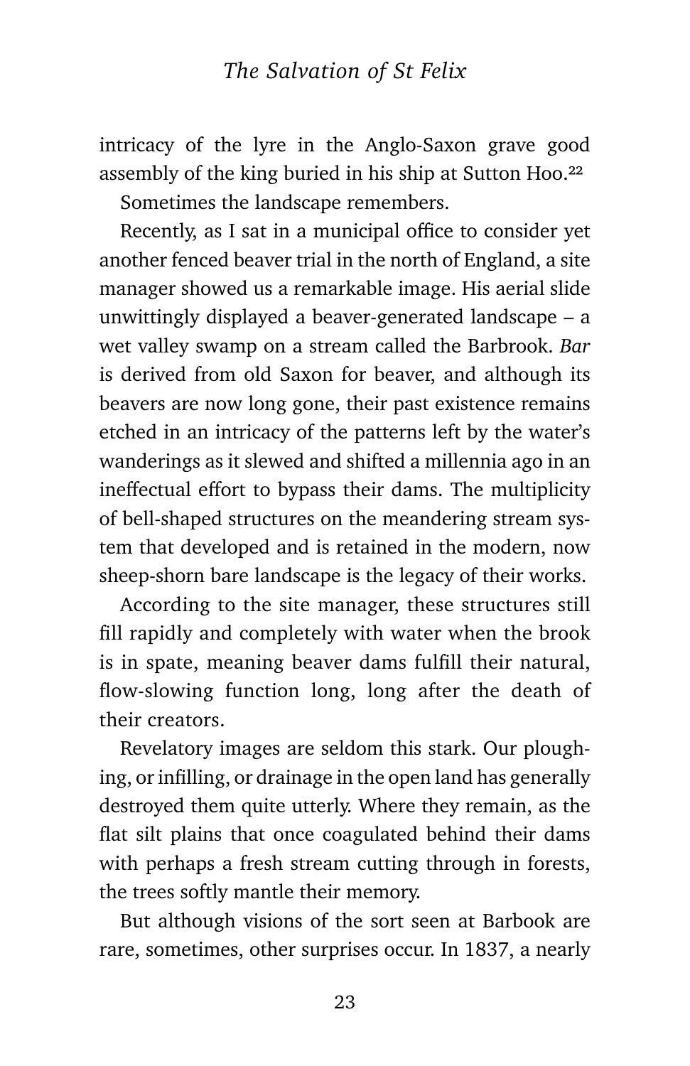intricacy of the lyre in the Anglo-Saxon grave good assembly of the king buried in his ship at Sutton Hoo.[22]

Sometimes the landscape remembers.

Recently, as I sat in a municipal office to consider yet another fenced beaver trial in the north of England, a site manager showed us a remarkable image. His aerial slide unwittingly displayed a beaver-generated landscape – a wet valley swamp on a stream called the Barbrook. *Bar* is derived from old Saxon for beaver, and although its beavers are now long gone, their past existence remains etched in an intricacy of the patterns left by the water's wanderings as it slewed and shifted a millennia ago in an ineffectual effort to bypass their dams. The multiplicity of bell-shaped structures on the meandering stream system that developed and is retained in the modern, now sheep-shorn bare landscape is the legacy of their works.

According to the site manager, these structures still fill rapidly and completely with water when the brook is in spate, meaning beaver dams fulfill their natural, flow-slowing function long, long after the death of their creators.

Revelatory images are seldom this stark. Our ploughing, or infilling, or drainage in the open land has generally destroyed them quite utterly. Where they remain, as the flat silt plains that once coagulated behind their dams with perhaps a fresh stream cutting through in forests, the trees softly mantle their memory.

But although visions of the sort seen at Barbook are rare, sometimes, other surprises occur. In 1837, a nearly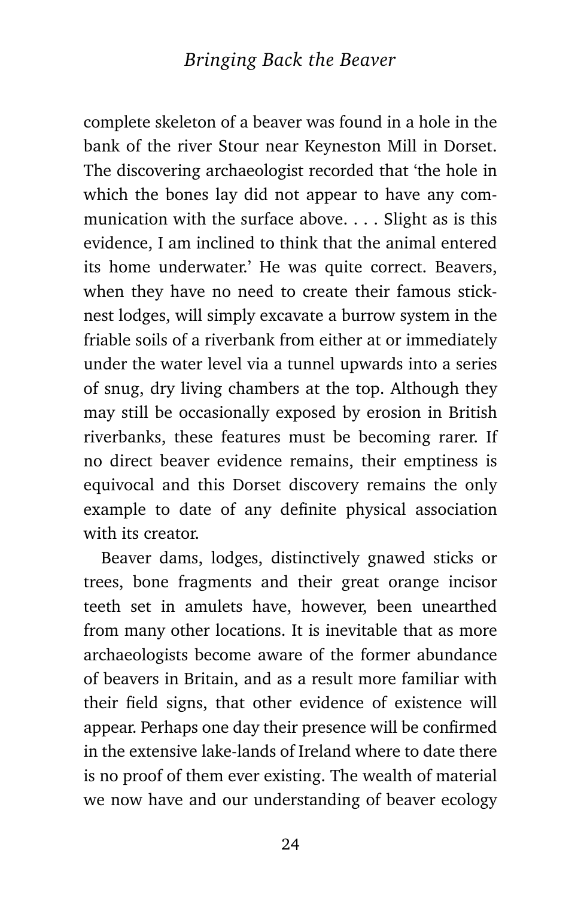complete skeleton of a beaver was found in a hole in the bank of the river Stour near Keyneston Mill in Dorset. The discovering archaeologist recorded that 'the hole in which the bones lay did not appear to have any communication with the surface above. . . . Slight as is this evidence, I am inclined to think that the animal entered its home underwater.' He was quite correct. Beavers, when they have no need to create their famous stick-nest lodges, will simply excavate a burrow system in the friable soils of a riverbank from either at or immediately under the water level via a tunnel upwards into a series of snug, dry living chambers at the top. Although they may still be occasionally exposed by erosion in British riverbanks, these features must be becoming rarer. If no direct beaver evidence remains, their emptiness is equivocal and this Dorset discovery remains the only example to date of any definite physical association with its creator.

Beaver dams, lodges, distinctively gnawed sticks or trees, bone fragments and their great orange incisor teeth set in amulets have, however, been unearthed from many other locations. It is inevitable that as more archaeologists become aware of the former abundance of beavers in Britain, and as a result more familiar with their field signs, that other evidence of existence will appear. Perhaps one day their presence will be confirmed in the extensive lake-lands of Ireland where to date there is no proof of them ever existing. The wealth of material we now have and our understanding of beaver ecology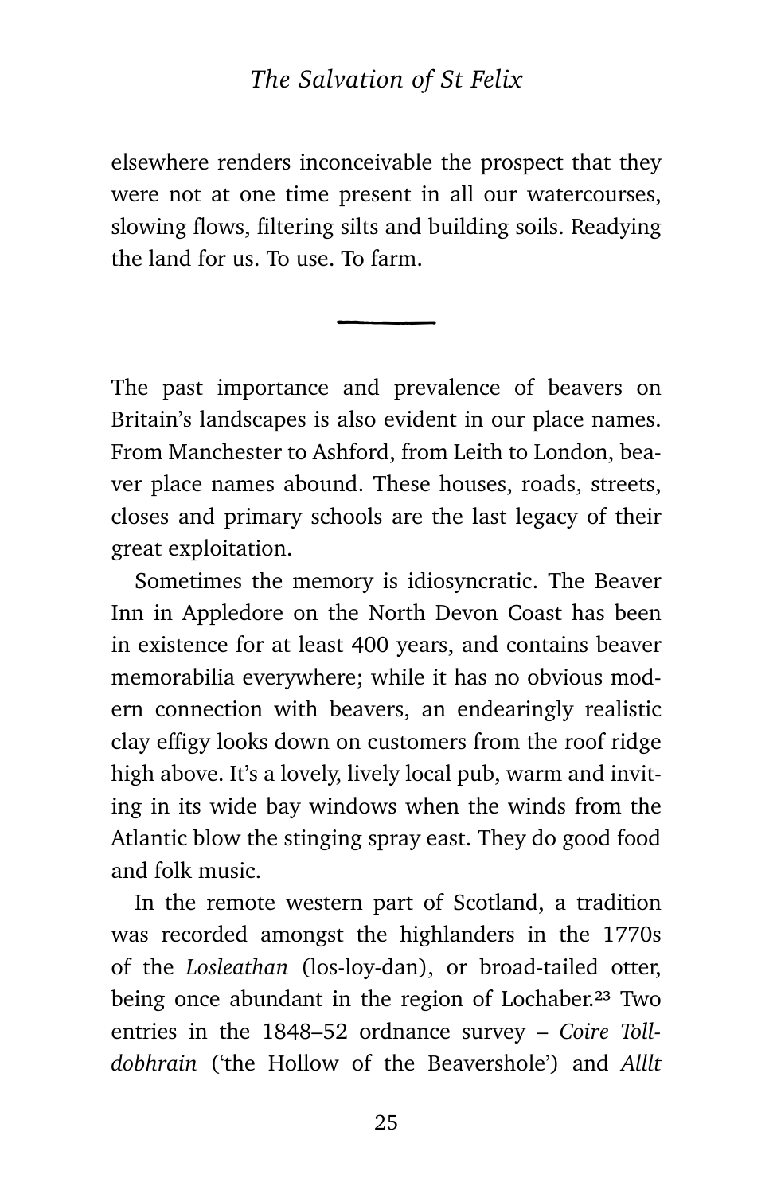elsewhere renders inconceivable the prospect that they were not at one time present in all our watercourses, slowing flows, filtering silts and building soils. Readying the land for us. To use. To farm.

---

The past importance and prevalence of beavers on Britain's landscapes is also evident in our place names. From Manchester to Ashford, from Leith to London, beaver place names abound. These houses, roads, streets, closes and primary schools are the last legacy of their great exploitation.

Sometimes the memory is idiosyncratic. The Beaver Inn in Appledore on the North Devon Coast has been in existence for at least 400 years, and contains beaver memorabilia everywhere; while it has no obvious modern connection with beavers, an endearingly realistic clay effigy looks down on customers from the roof ridge high above. It's a lovely, lively local pub, warm and inviting in its wide bay windows when the winds from the Atlantic blow the stinging spray east. They do good food and folk music.

In the remote western part of Scotland, a tradition was recorded amongst the highlanders in the 1770s of the *Losleathan* (los-loy-dan), or broad-tailed otter, being once abundant in the region of Lochaber.[23] Two entries in the 1848–52 ordnance survey – *Coire Toll-dobhrain* ('the Hollow of the Beavershole') and *Alllt*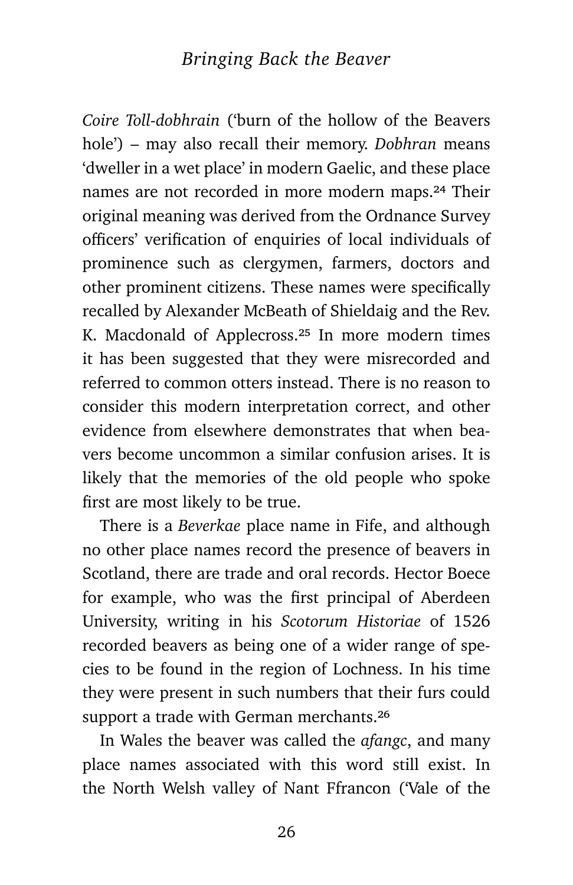*Coire Toll-dobhrain* ('burn of the hollow of the Beavers hole') – may also recall their memory. *Dobhran* means 'dweller in a wet place' in modern Gaelic, and these place names are not recorded in more modern maps.[24] Their original meaning was derived from the Ordnance Survey officers' verification of enquiries of local individuals of prominence such as clergymen, farmers, doctors and other prominent citizens. These names were specifically recalled by Alexander McBeath of Shieldaig and the Rev. K. Macdonald of Applecross.[25] In more modern times it has been suggested that they were misrecorded and referred to common otters instead. There is no reason to consider this modern interpretation correct, and other evidence from elsewhere demonstrates that when beavers become uncommon a similar confusion arises. It is likely that the memories of the old people who spoke first are most likely to be true.

There is a *Beverkae* place name in Fife, and although no other place names record the presence of beavers in Scotland, there are trade and oral records. Hector Boece for example, who was the first principal of Aberdeen University, writing in his *Scotorum Historiae* of 1526 recorded beavers as being one of a wider range of species to be found in the region of Lochness. In his time they were present in such numbers that their furs could support a trade with German merchants.[26]

In Wales the beaver was called the *afangc*, and many place names associated with this word still exist. In the North Welsh valley of Nant Ffrancon ('Vale of the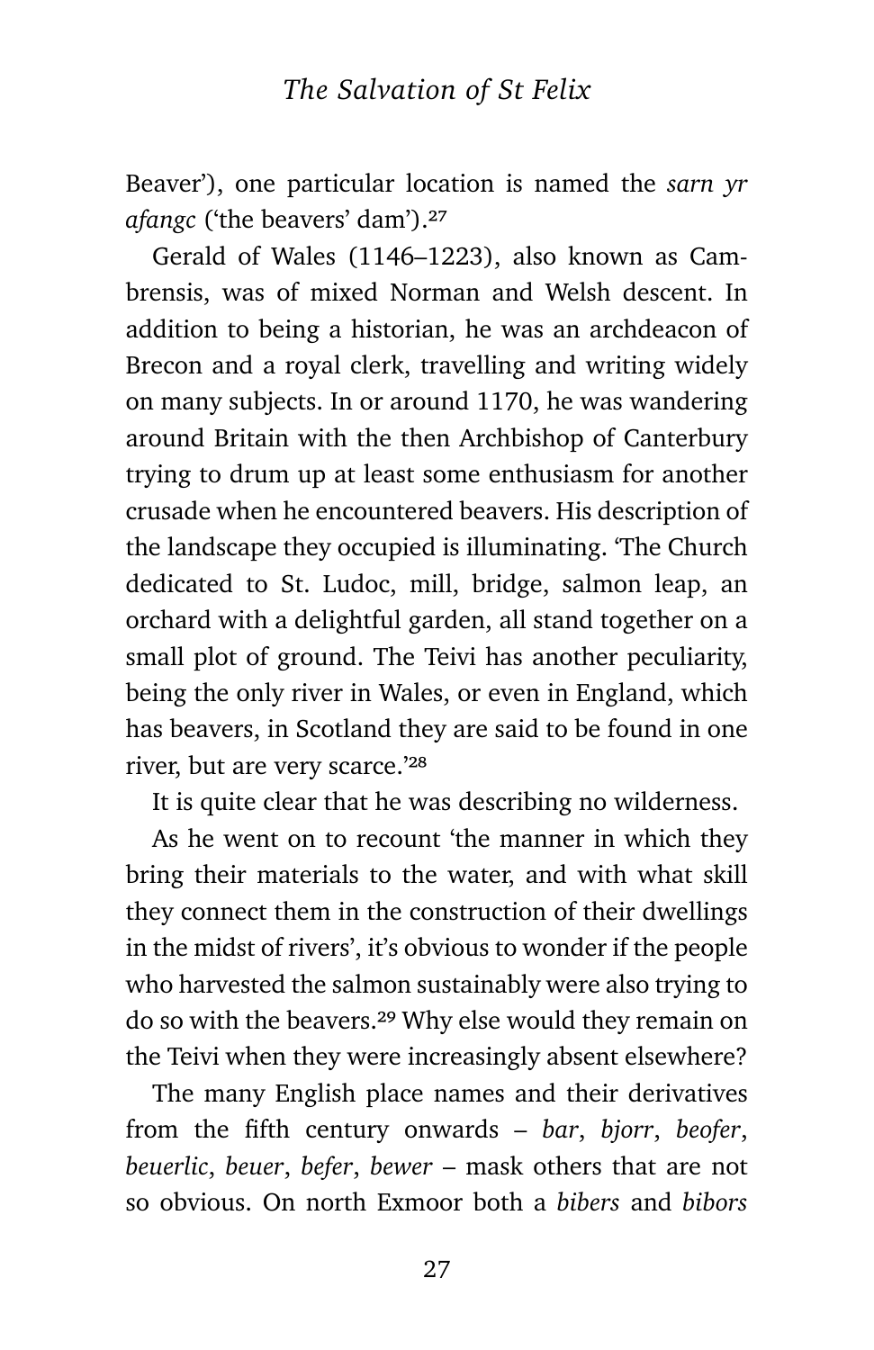Beaver'), one particular location is named the *sarn yr afangc* ('the beavers' dam').[27]

Gerald of Wales (1146–1223), also known as Cambrensis, was of mixed Norman and Welsh descent. In addition to being a historian, he was an archdeacon of Brecon and a royal clerk, travelling and writing widely on many subjects. In or around 1170, he was wandering around Britain with the then Archbishop of Canterbury trying to drum up at least some enthusiasm for another crusade when he encountered beavers. His description of the landscape they occupied is illuminating. 'The Church dedicated to St. Ludoc, mill, bridge, salmon leap, an orchard with a delightful garden, all stand together on a small plot of ground. The Teivi has another peculiarity, being the only river in Wales, or even in England, which has beavers, in Scotland they are said to be found in one river, but are very scarce.'[28]

It is quite clear that he was describing no wilderness.

As he went on to recount 'the manner in which they bring their materials to the water, and with what skill they connect them in the construction of their dwellings in the midst of rivers', it's obvious to wonder if the people who harvested the salmon sustainably were also trying to do so with the beavers.[29] Why else would they remain on the Teivi when they were increasingly absent elsewhere?

The many English place names and their derivatives from the fifth century onwards – *bar*, *bjorr*, *beofer*, *beuerlic*, *beuer*, *befer*, *bewer* – mask others that are not so obvious. On north Exmoor both a *bibers* and *bibors*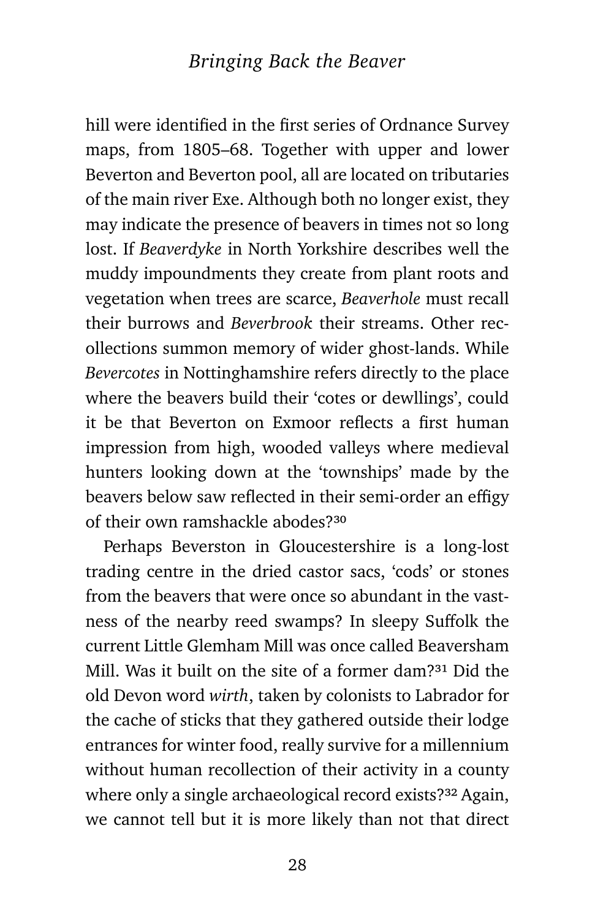hill were identified in the first series of Ordnance Survey maps, from 1805–68. Together with upper and lower Beverton and Beverton pool, all are located on tributaries of the main river Exe. Although both no longer exist, they may indicate the presence of beavers in times not so long lost. If *Beaverdyke* in North Yorkshire describes well the muddy impoundments they create from plant roots and vegetation when trees are scarce, *Beaverhole* must recall their burrows and *Beverbrook* their streams. Other recollections summon memory of wider ghost-lands. While *Bevercotes* in Nottinghamshire refers directly to the place where the beavers build their 'cotes or dewllings', could it be that Beverton on Exmoor reflects a first human impression from high, wooded valleys where medieval hunters looking down at the 'townships' made by the beavers below saw reflected in their semi-order an effigy of their own ramshackle abodes?[30]

Perhaps Beverston in Gloucestershire is a long-lost trading centre in the dried castor sacs, 'cods' or stones from the beavers that were once so abundant in the vastness of the nearby reed swamps? In sleepy Suffolk the current Little Glemham Mill was once called Beaversham Mill. Was it built on the site of a former dam?[31] Did the old Devon word *wirth*, taken by colonists to Labrador for the cache of sticks that they gathered outside their lodge entrances for winter food, really survive for a millennium without human recollection of their activity in a county where only a single archaeological record exists?[32] Again, we cannot tell but it is more likely than not that direct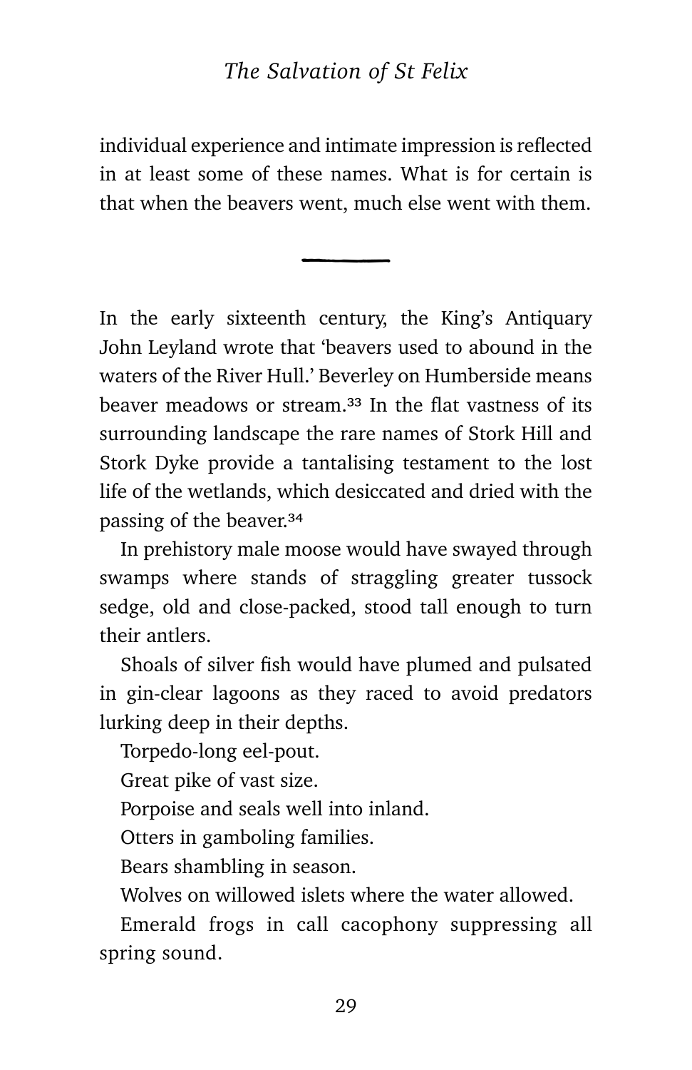individual experience and intimate impression is reflected in at least some of these names. What is for certain is that when the beavers went, much else went with them.

---

In the early sixteenth century, the King's Antiquary John Leyland wrote that 'beavers used to abound in the waters of the River Hull.' Beverley on Humberside means beaver meadows or stream.[33] In the flat vastness of its surrounding landscape the rare names of Stork Hill and Stork Dyke provide a tantalising testament to the lost life of the wetlands, which desiccated and dried with the passing of the beaver.[34]

In prehistory male moose would have swayed through swamps where stands of straggling greater tussock sedge, old and close-packed, stood tall enough to turn their antlers.

Shoals of silver fish would have plumed and pulsated in gin-clear lagoons as they raced to avoid predators lurking deep in their depths.

Torpedo-long eel-pout.

Great pike of vast size.

Porpoise and seals well into inland.

Otters in gamboling families.

Bears shambling in season.

Wolves on willowed islets where the water allowed.

Emerald frogs in call cacophony suppressing all spring sound.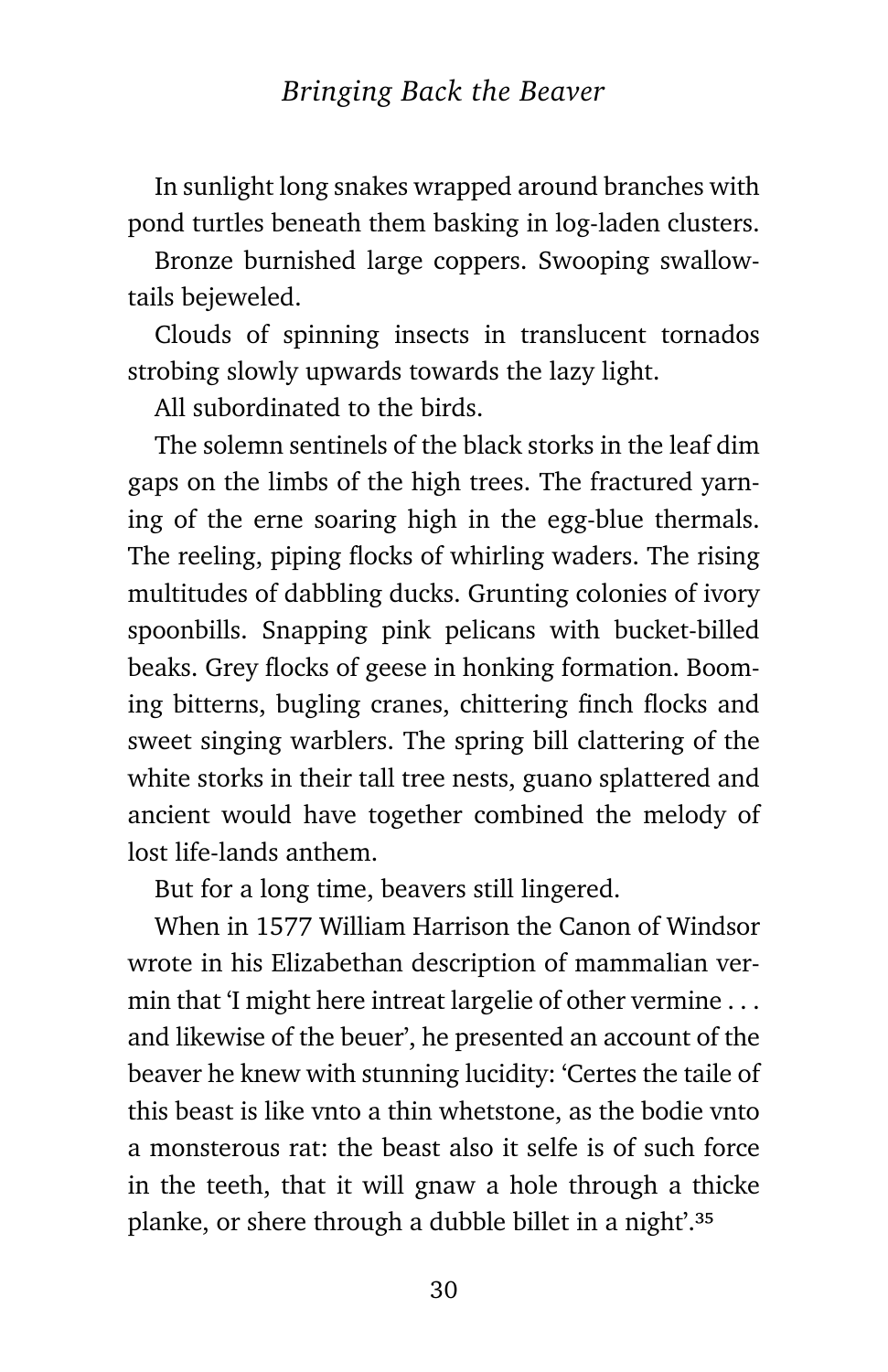In sunlight long snakes wrapped around branches with pond turtles beneath them basking in log-laden clusters.

Bronze burnished large coppers. Swooping swallow-tails bejeweled.

Clouds of spinning insects in translucent tornados strobing slowly upwards towards the lazy light.

All subordinated to the birds.

The solemn sentinels of the black storks in the leaf dim gaps on the limbs of the high trees. The fractured yarning of the erne soaring high in the egg-blue thermals. The reeling, piping flocks of whirling waders. The rising multitudes of dabbling ducks. Grunting colonies of ivory spoonbills. Snapping pink pelicans with bucket-billed beaks. Grey flocks of geese in honking formation. Booming bitterns, bugling cranes, chittering finch flocks and sweet singing warblers. The spring bill clattering of the white storks in their tall tree nests, guano splattered and ancient would have together combined the melody of lost life-lands anthem.

But for a long time, beavers still lingered.

When in 1577 William Harrison the Canon of Windsor wrote in his Elizabethan description of mammalian vermin that 'I might here intreat largelie of other vermine . . . and likewise of the beuer', he presented an account of the beaver he knew with stunning lucidity: 'Certes the taile of this beast is like vnto a thin whetstone, as the bodie vnto a monsterous rat: the beast also it selfe is of such force in the teeth, that it will gnaw a hole through a thicke planke, or shere through a dubble billet in a night'.[35]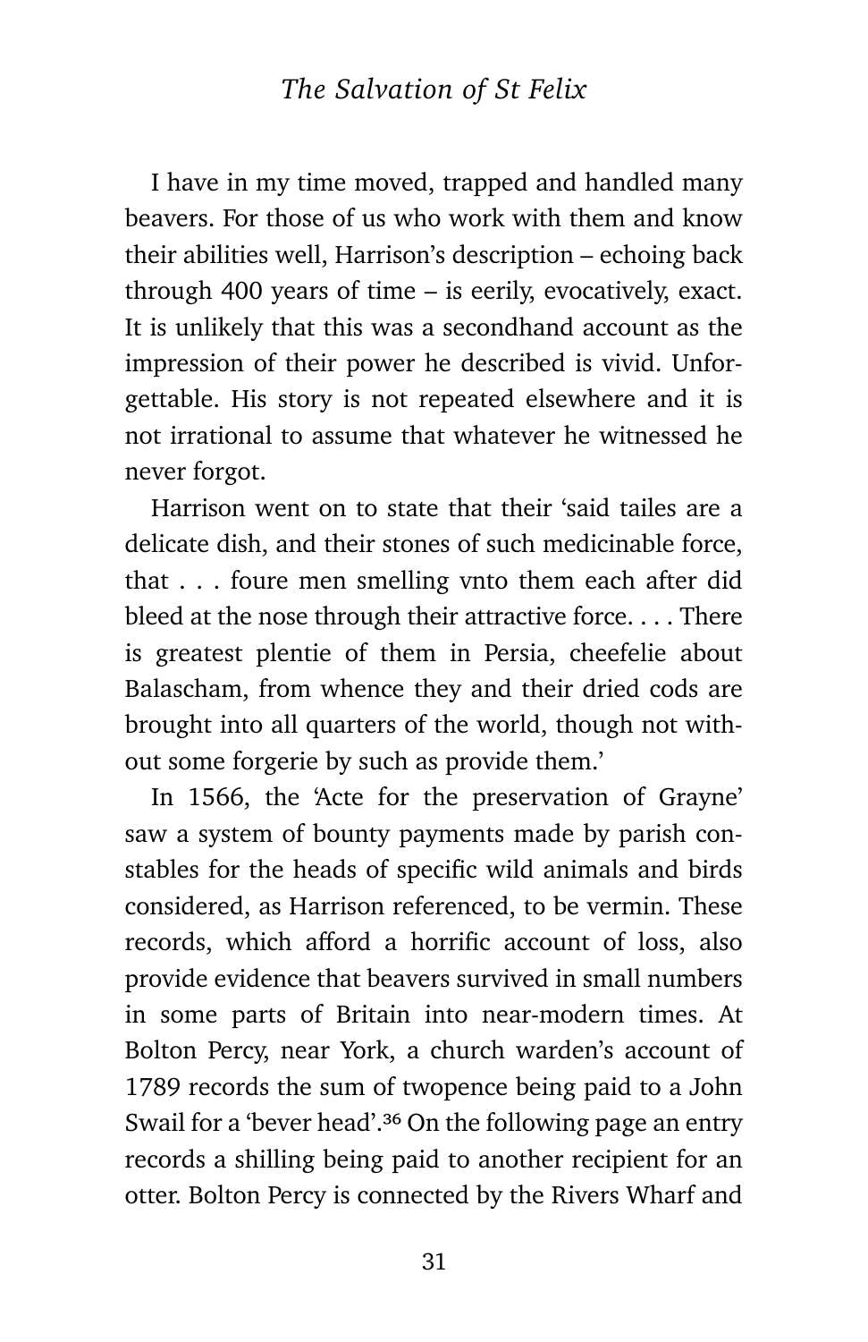I have in my time moved, trapped and handled many beavers. For those of us who work with them and know their abilities well, Harrison's description – echoing back through 400 years of time – is eerily, evocatively, exact. It is unlikely that this was a secondhand account as the impression of their power he described is vivid. Unforgettable. His story is not repeated elsewhere and it is not irrational to assume that whatever he witnessed he never forgot.

Harrison went on to state that their 'said tailes are a delicate dish, and their stones of such medicinable force, that . . . foure men smelling vnto them each after did bleed at the nose through their attractive force. . . . There is greatest plentie of them in Persia, cheefelie about Balascham, from whence they and their dried cods are brought into all quarters of the world, though not without some forgerie by such as provide them.'

In 1566, the 'Acte for the preservation of Grayne' saw a system of bounty payments made by parish constables for the heads of specific wild animals and birds considered, as Harrison referenced, to be vermin. These records, which afford a horrific account of loss, also provide evidence that beavers survived in small numbers in some parts of Britain into near-modern times. At Bolton Percy, near York, a church warden's account of 1789 records the sum of twopence being paid to a John Swail for a 'bever head'.[36] On the following page an entry records a shilling being paid to another recipient for an otter. Bolton Percy is connected by the Rivers Wharf and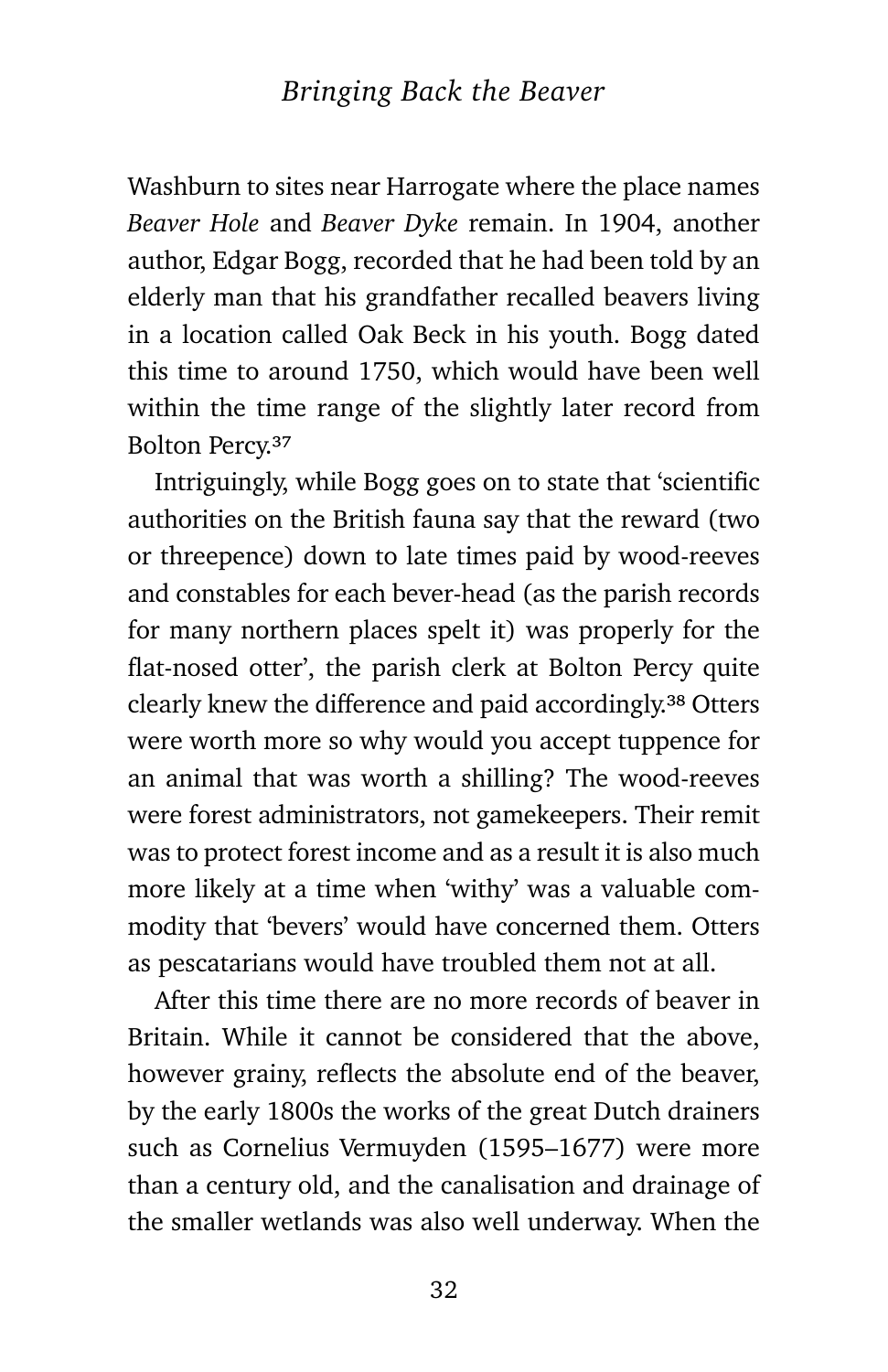Washburn to sites near Harrogate where the place names *Beaver Hole* and *Beaver Dyke* remain. In 1904, another author, Edgar Bogg, recorded that he had been told by an elderly man that his grandfather recalled beavers living in a location called Oak Beck in his youth. Bogg dated this time to around 1750, which would have been well within the time range of the slightly later record from Bolton Percy.[37]

Intriguingly, while Bogg goes on to state that 'scientific authorities on the British fauna say that the reward (two or threepence) down to late times paid by wood-reeves and constables for each bever-head (as the parish records for many northern places spelt it) was properly for the flat-nosed otter', the parish clerk at Bolton Percy quite clearly knew the difference and paid accordingly.[38] Otters were worth more so why would you accept tuppence for an animal that was worth a shilling? The wood-reeves were forest administrators, not gamekeepers. Their remit was to protect forest income and as a result it is also much more likely at a time when 'withy' was a valuable commodity that 'bevers' would have concerned them. Otters as pescatarians would have troubled them not at all.

After this time there are no more records of beaver in Britain. While it cannot be considered that the above, however grainy, reflects the absolute end of the beaver, by the early 1800s the works of the great Dutch drainers such as Cornelius Vermuyden (1595–1677) were more than a century old, and the canalisation and drainage of the smaller wetlands was also well underway. When the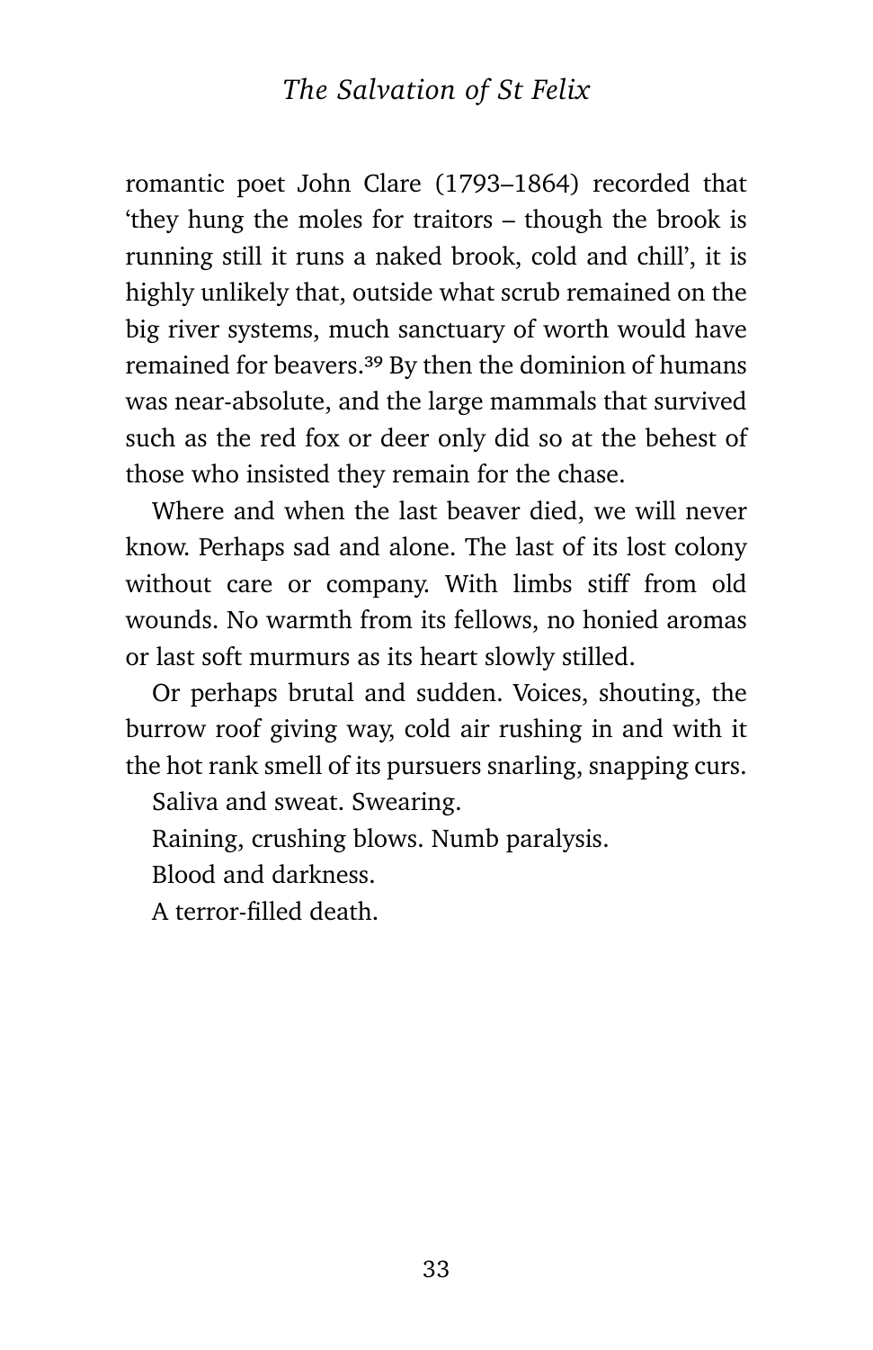romantic poet John Clare (1793–1864) recorded that 'they hung the moles for traitors – though the brook is running still it runs a naked brook, cold and chill', it is highly unlikely that, outside what scrub remained on the big river systems, much sanctuary of worth would have remained for beavers.[39] By then the dominion of humans was near-absolute, and the large mammals that survived such as the red fox or deer only did so at the behest of those who insisted they remain for the chase.

Where and when the last beaver died, we will never know. Perhaps sad and alone. The last of its lost colony without care or company. With limbs stiff from old wounds. No warmth from its fellows, no honied aromas or last soft murmurs as its heart slowly stilled.

Or perhaps brutal and sudden. Voices, shouting, the burrow roof giving way, cold air rushing in and with it the hot rank smell of its pursuers snarling, snapping curs.

Saliva and sweat. Swearing.

Raining, crushing blows. Numb paralysis.

Blood and darkness.

A terror-filled death.